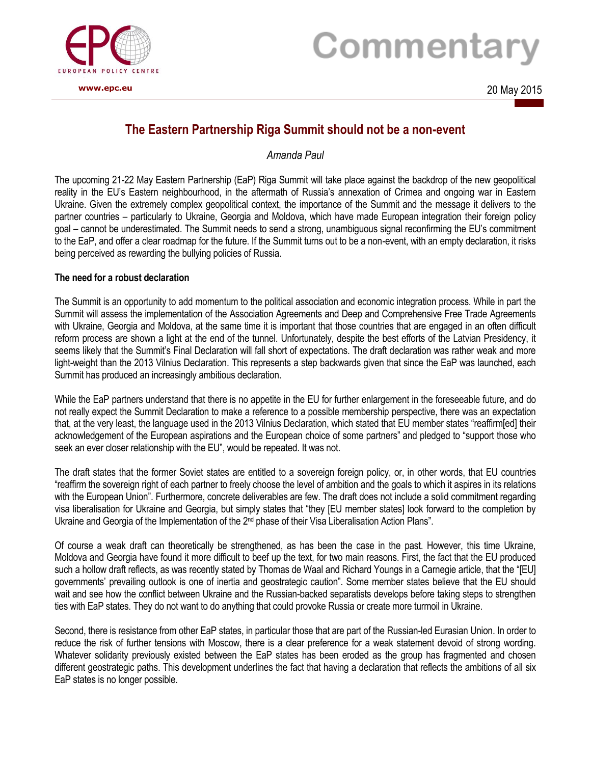Commentary

20 May 2015

# The Eastern Partnership Riga Summit should not be a non-event

*Amanda Paul*

The upcoming 21-22 May Eastern Partnership (EaP) Riga Summit will take place against the backdrop of the new geopolitical reality in the EU's Eastern neighbourhood, in the aftermath of Russia's annexation of Crimea and ongoing war in Eastern Ukraine. Given the extremely complex geopolitical context, the importance of the Summit and the message it delivers to the partner countries – particularly to Ukraine, Georgia and Moldova, which have made European integration their foreign policy goal – cannot be underestimated. The Summit needs to send a strong, unambiguous signal reconfirming the EU's commitment to the EaP, and offer a clear roadmap for the future. If the Summit turns out to be a non-event, with an empty declaration, it risks being perceived as rewarding the bullying policies of Russia.

**The need for a robust declaration**

The Summit is an opportunity to add momentum to the political association and economic integration process. While in part the Summit will assess the implementation of the Association Agreements and Deep and Comprehensive Free Trade Agreements with Ukraine, Georgia and Moldova, at the same time it is important that those countries that are engaged in an often difficult reform process are shown a light at the end of the tunnel. Unfortunately, despite the best efforts of the Latvian Presidency, it seems likely that the Summit's Final Declaration will fall short of expectations. The draft declaration was rather weak and more light-weight than the 2013 Vilnius Declaration. This represents a step backwards given that since the EaP was launched, each Summit has produced an increasingly ambitious declaration.

While the EaP partners understand that there is no appetite in the EU for further enlargement in the foreseeable future, and do not really expect the Summit Declaration to make a reference to a possible membership perspective, there was an expectation that, at the very least, the language used in the 2013 Vilnius Declaration, which stated that EU member states "reaffirm[ed] their acknowledgement of the European aspirations and the European choice of some partners" and pledged to "support those who seek an ever closer relationship with the EU", would be repeated. It was not.

The draft states that the former Soviet states are entitled to a sovereign foreign policy, or, in other words, that EU countries "reaffirm the sovereign right of each partner to freely choose the level of ambition and the goals to which it aspires in its relations with the European Union". Furthermore, concrete deliverables are few. The draft does not include a solid commitment regarding visa liberalisation for Ukraine and Georgia, but simply states that "they [EU member states] look forward to the completion by Ukraine and Georgia of the Implementation of the 2nd phase of their Visa Liberalisation Action Plans".

Of course a weak draft can theoretically be strengthened, as has been the case in the past. However, this time Ukraine, Moldova and Georgia have found it more difficult to beef up the text, for two main reasons. First, the fact that the EU produced such a hollow draft reflects, as was recently stated by Thomas de Waal and Richard Youngs in a Carnegie article, that the "[EU] governments' prevailing outlook is one of inertia and geostrategic caution". Some member states believe that the EU should wait and see how the conflict between Ukraine and the Russian-backed separatists develops before taking steps to strengthen ties with EaP states. They do not want to do anything that could provoke Russia or create more turmoil in Ukraine.

Second, there is resistance from other EaP states, in particular those that are part of the Russian-led Eurasian Union. In order to reduce the risk of further tensions with Moscow, there is a clear preference for a weak statement devoid of strong wording. Whatever solidarity previously existed between the EaP states has been eroded as the group has fragmented and chosen different geostrategic paths. This development underlines the fact that having a declaration that reflects the ambitions of all six EaP states is no longer possible.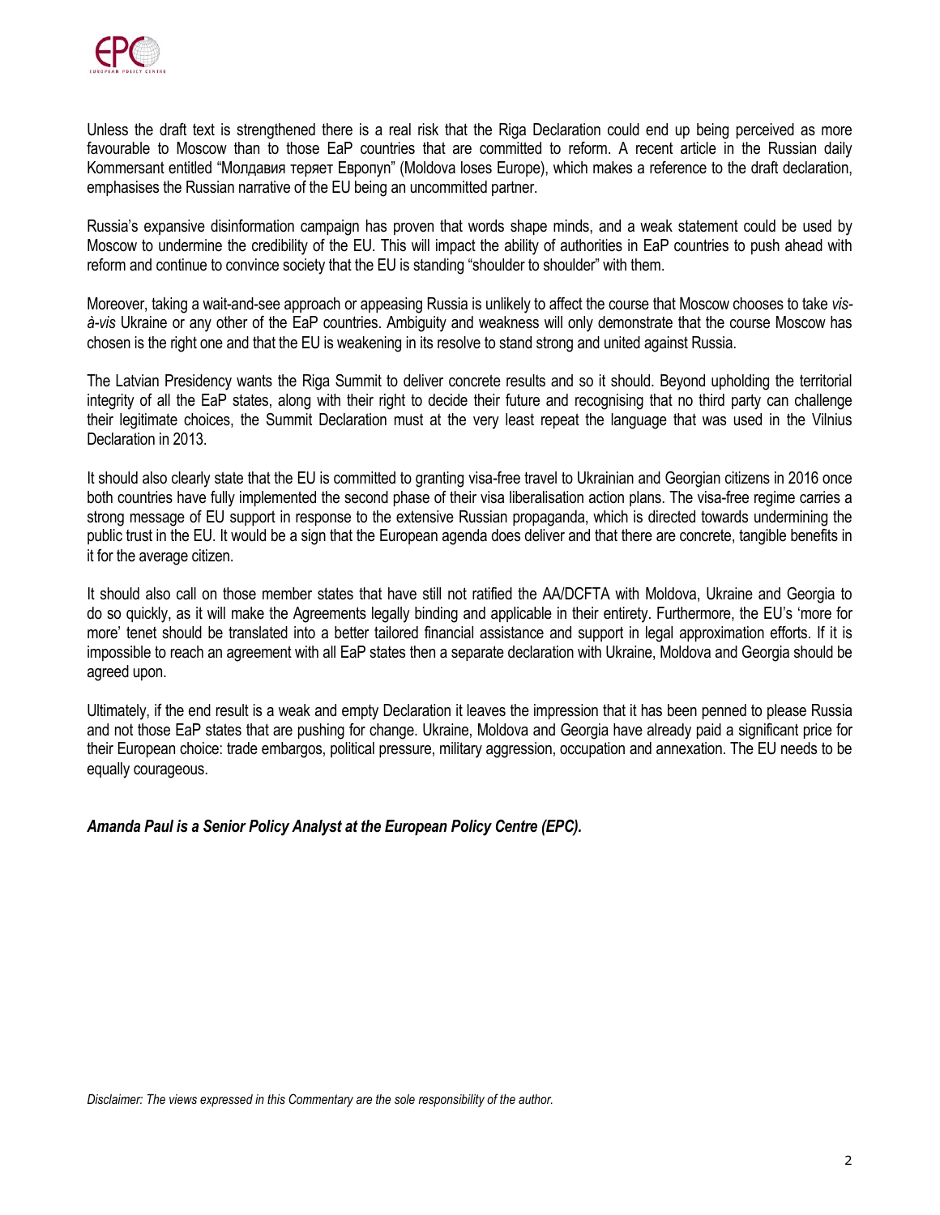Unless the draft text is strengthened there is a real risk that the Riga Declaration could end up being perceived as more favourable to Moscow than to those EaP countries that are committed to reform. A recent article in the Russian daily Kommersant entitled "Молдавия теряет Европул" (Moldova loses Europe), which makes a reference to the draft declaration, emphasises the Russian narrative of the EU being an uncommitted partner.

Russia's expansive disinformation campaign has proven that words shape minds, and a weak statement could be used by Moscow to undermine the credibility of the EU. This will impact the ability of authorities in EaP countries to push ahead with reform and continue to convince society that the EU is standing "shoulder to shoulder" with them.

Moreover, taking a wait-and-see approach or appeasing Russia is unlikely to affect the course that Moscow chooses to take *vis-à-vis* Ukraine or any other of the EaP countries. Ambiguity and weakness will only demonstrate that the course Moscow has chosen is the right one and that the EU is weakening in its resolve to stand strong and united against Russia.

The Latvian Presidency wants the Riga Summit to deliver concrete results and so it should. Beyond upholding the territorial integrity of all the EaP states, along with their right to decide their future and recognising that no third party can challenge their legitimate choices, the Summit Declaration must at the very least repeat the language that was used in the Vilnius Declaration in 2013.

It should also clearly state that the EU is committed to granting visa-free travel to Ukrainian and Georgian citizens in 2016 once both countries have fully implemented the second phase of their visa liberalisation action plans. The visa-free regime carries a strong message of EU support in response to the extensive Russian propaganda, which is directed towards undermining the public trust in the EU. It would be a sign that the European agenda does deliver and that there are concrete, tangible benefits in it for the average citizen.

It should also call on those member states that have still not ratified the AA/DCFTA with Moldova, Ukraine and Georgia to do so quickly, as it will make the Agreements legally binding and applicable in their entirety. Furthermore, the EU's 'more for more' tenet should be translated into a better tailored financial assistance and support in legal approximation efforts. If it is impossible to reach an agreement with all EaP states then a separate declaration with Ukraine, Moldova and Georgia should be agreed upon.

Ultimately, if the end result is a weak and empty Declaration it leaves the impression that it has been penned to please Russia and not those EaP states that are pushing for change. Ukraine, Moldova and Georgia have already paid a significant price for their European choice: trade embargos, political pressure, military aggression, occupation and annexation. The EU needs to be equally courageous.

***Amanda Paul is a Senior Policy Analyst at the European Policy Centre (EPC).***

*Disclaimer: The views expressed in this Commentary are the sole responsibility of the author.*